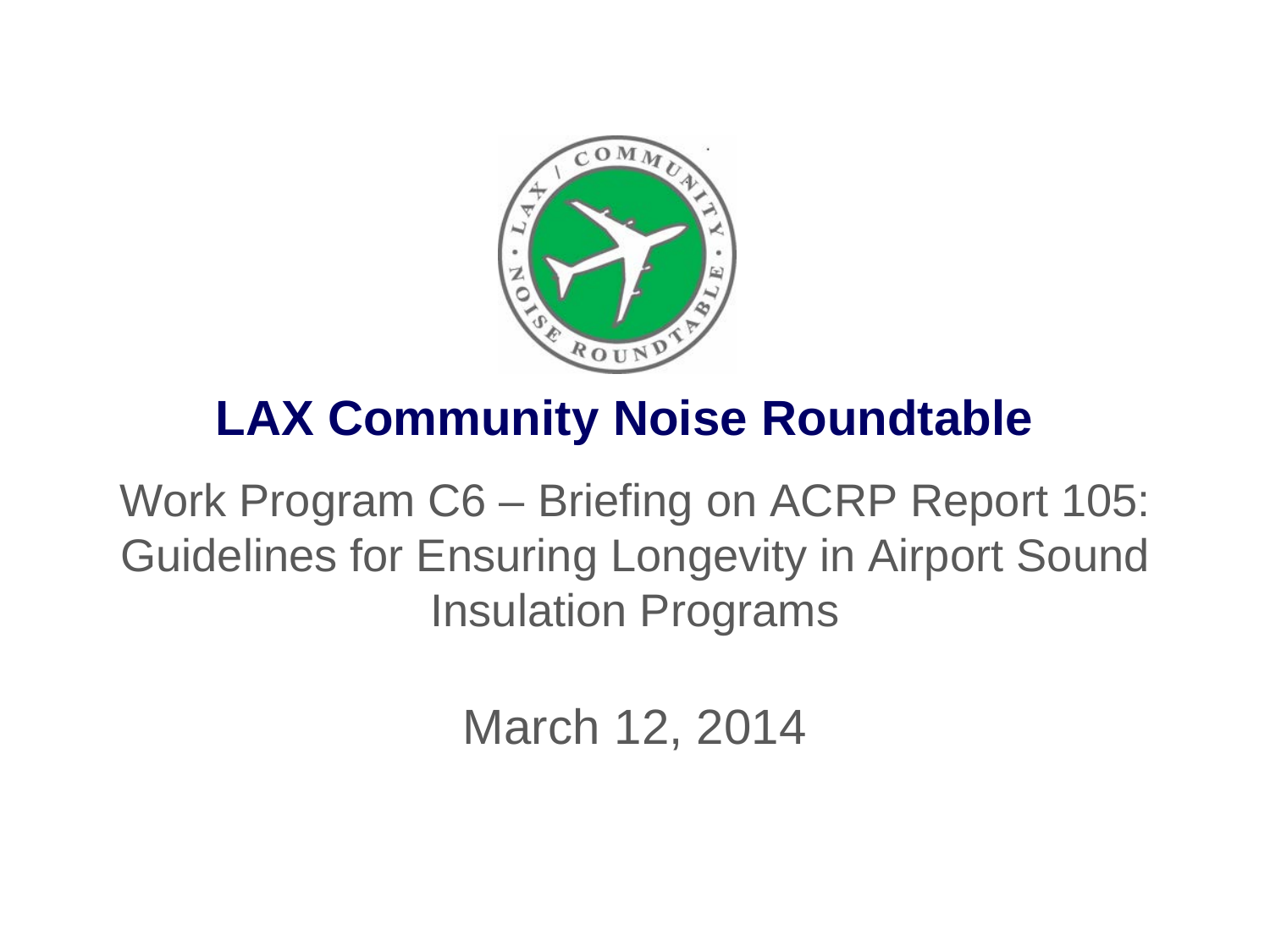# LAX Community Noise Roundtable

Work Program C6 – Briefing on ACRP Report 105: Guidelines for Ensuring Longevity in Airport Sound Insulation Programs

March 12, 2014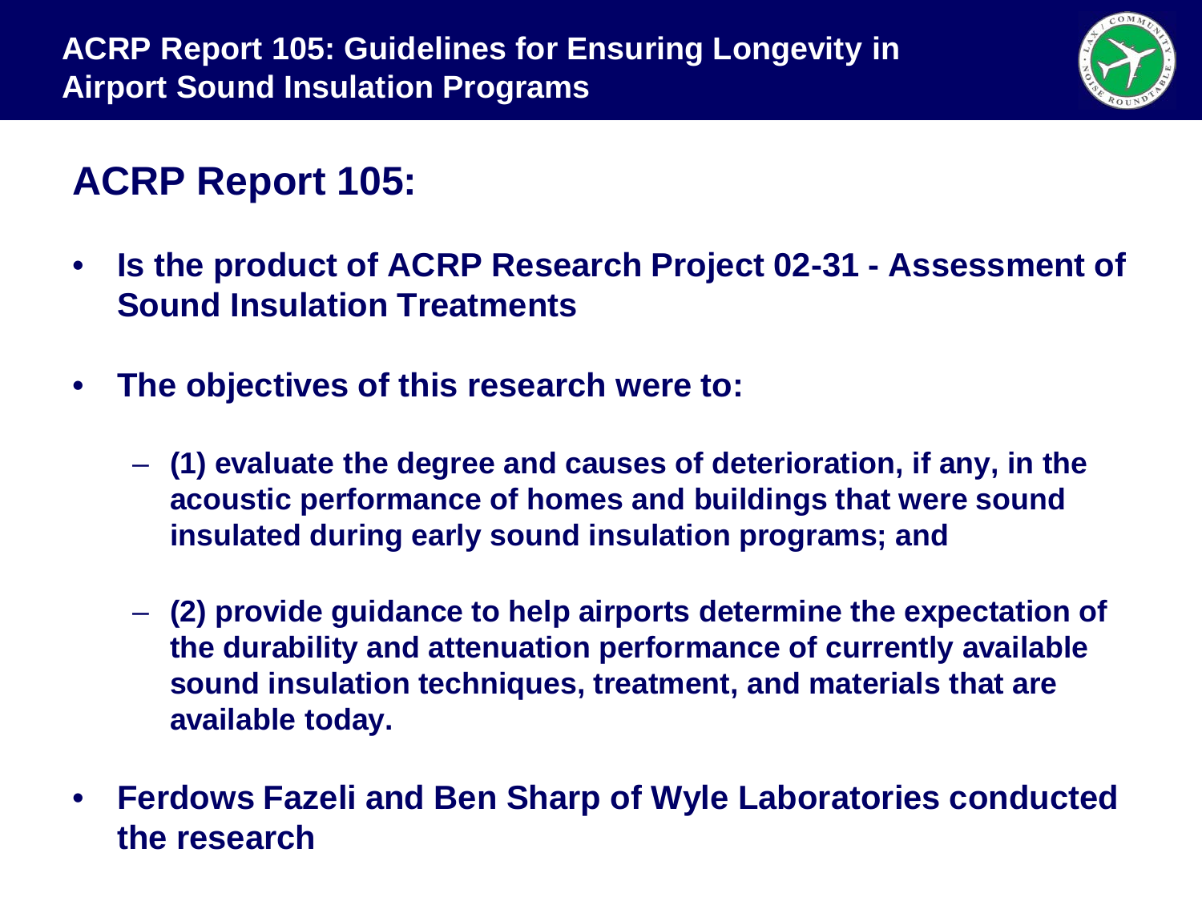# ACRP Report 105: Guidelines for Ensuring Longevity in Airport Sound Insulation Programs

## ACRP Report 105:

- **Is the product of ACRP Research Project 02-31 - Assessment of Sound Insulation Treatments**
- **The objectives of this research were to:**
  - **(1) evaluate the degree and causes of deterioration, if any, in the acoustic performance of homes and buildings that were sound insulated during early sound insulation programs; and**
  - **(2) provide guidance to help airports determine the expectation of the durability and attenuation performance of currently available sound insulation techniques, treatment, and materials that are available today.**
- **Ferdows Fazeli and Ben Sharp of Wyle Laboratories conducted the research**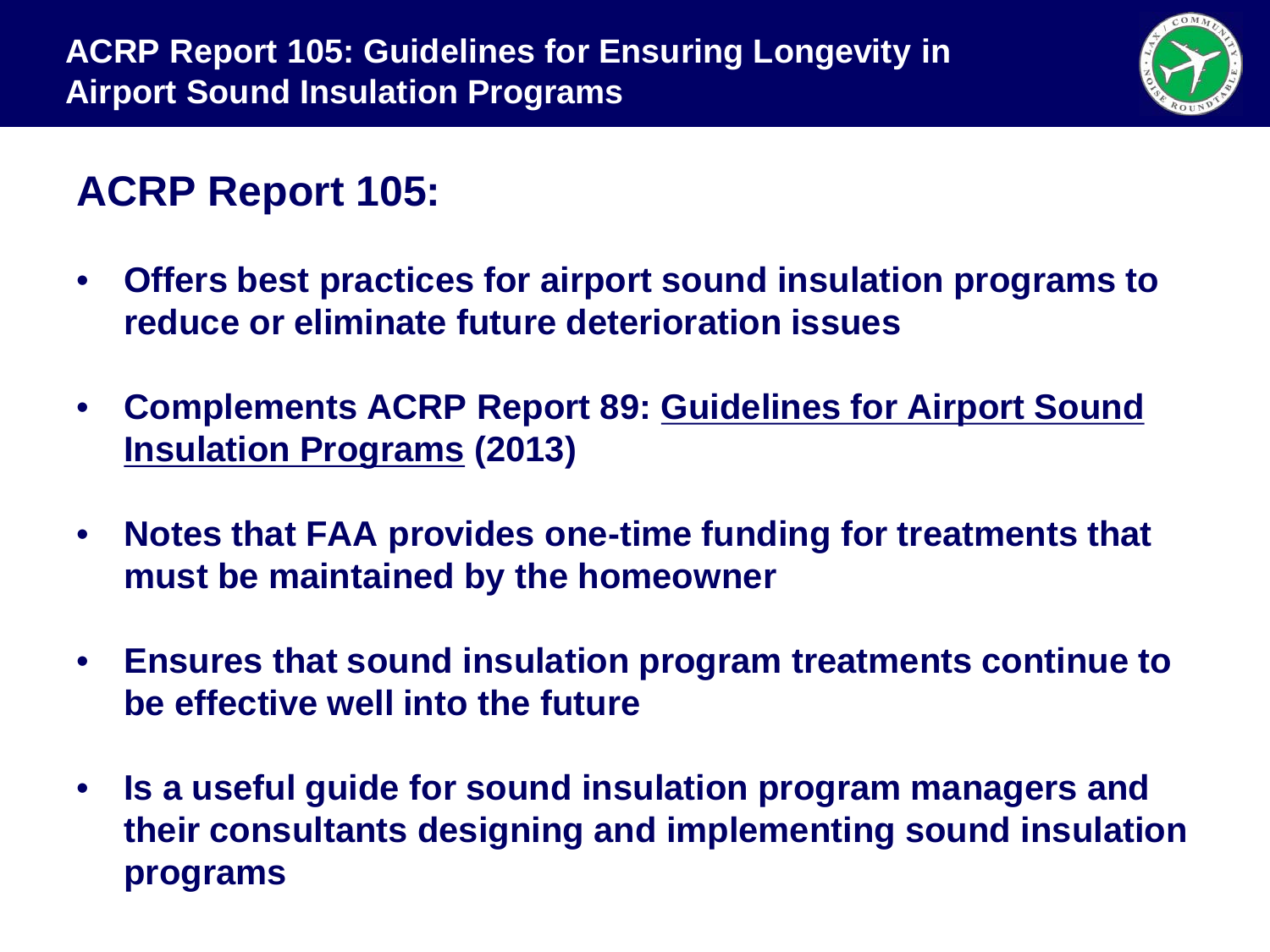# ACRP Report 105: Guidelines for Ensuring Longevity in Airport Sound Insulation Programs

## ACRP Report 105:

- Offers best practices for airport sound insulation programs to reduce or eliminate future deterioration issues
- Complements ACRP Report 89: Guidelines for Airport Sound Insulation Programs (2013)
- Notes that FAA provides one-time funding for treatments that must be maintained by the homeowner
- Ensures that sound insulation program treatments continue to be effective well into the future
- Is a useful guide for sound insulation program managers and their consultants designing and implementing sound insulation programs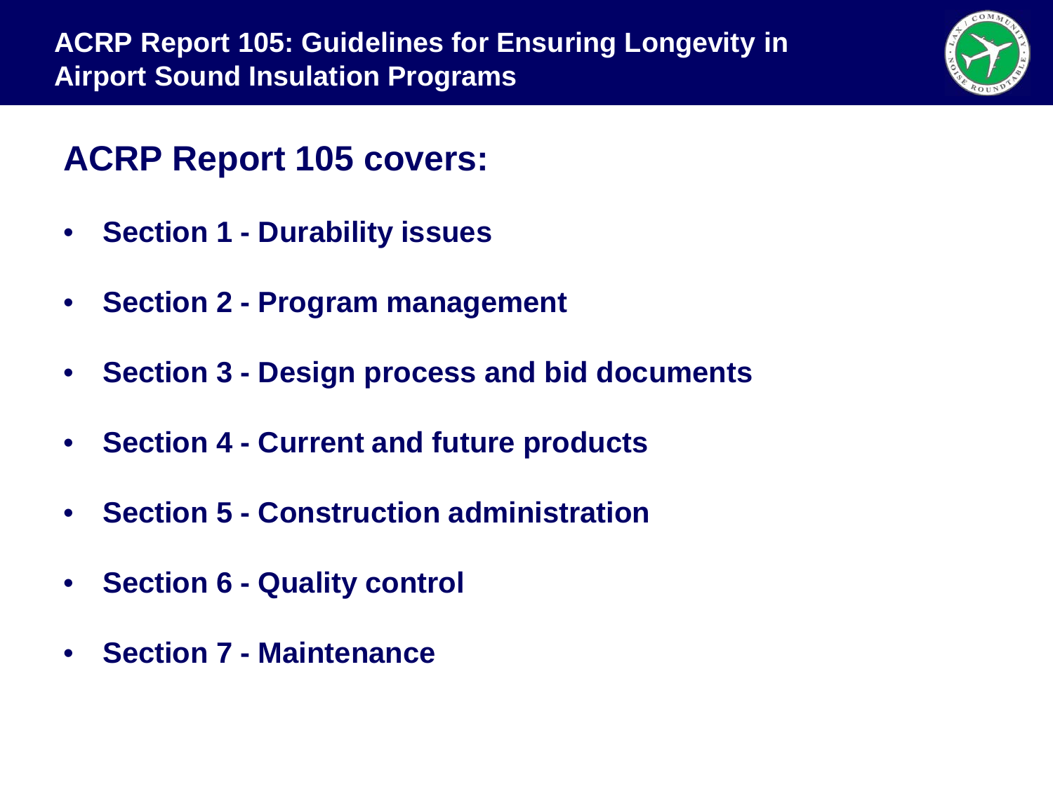# ACRP Report 105: Guidelines for Ensuring Longevity in Airport Sound Insulation Programs

## ACRP Report 105 covers:

- **Section 1 - Durability issues**
- **Section 2 - Program management**
- **Section 3 - Design process and bid documents**
- **Section 4 - Current and future products**
- **Section 5 - Construction administration**
- **Section 6 - Quality control**
- **Section 7 - Maintenance**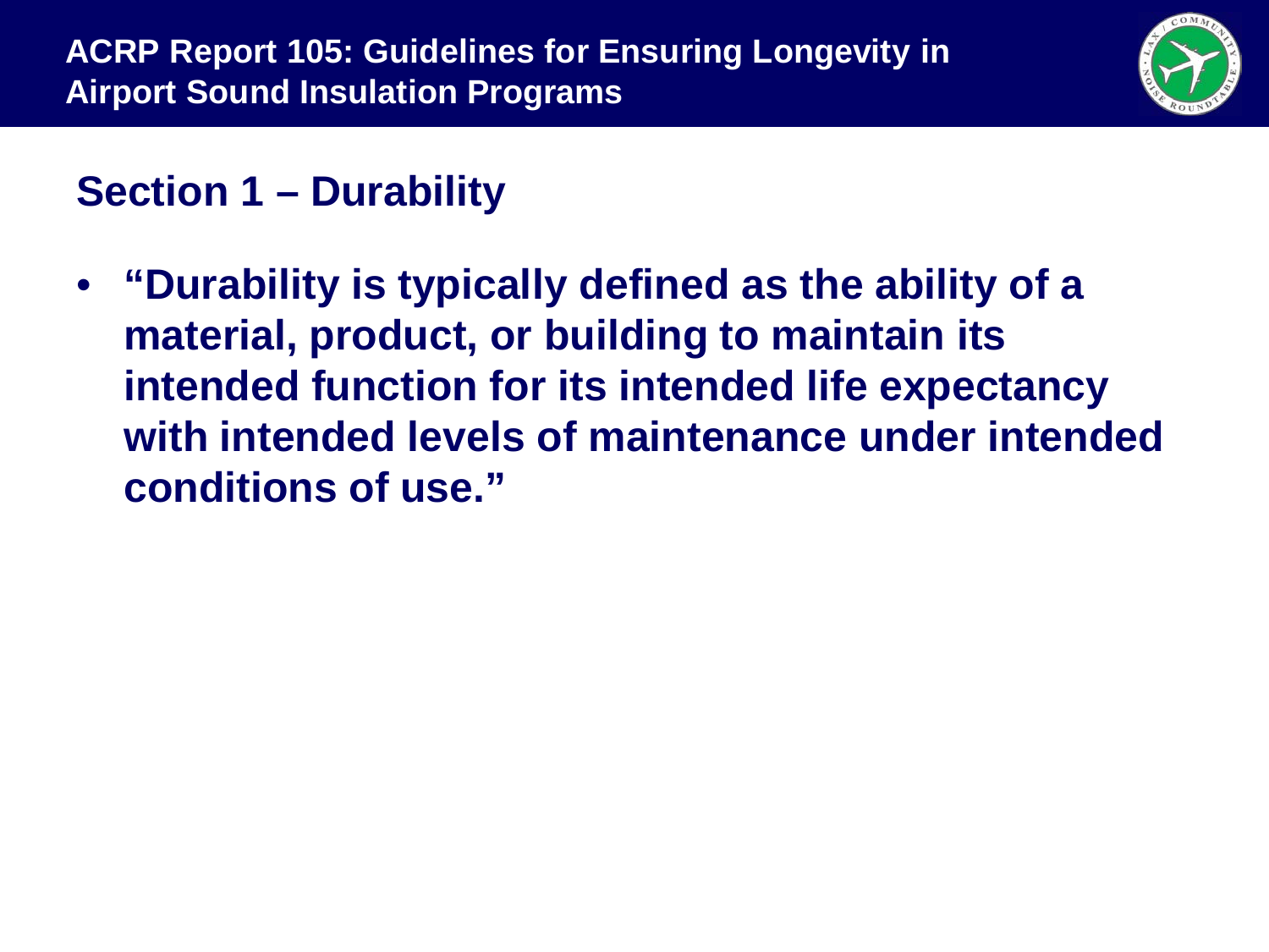# ACRP Report 105: Guidelines for Ensuring Longevity in Airport Sound Insulation Programs

## Section 1 – Durability

- **"Durability is typically defined as the ability of a material, product, or building to maintain its intended function for its intended life expectancy with intended levels of maintenance under intended conditions of use."**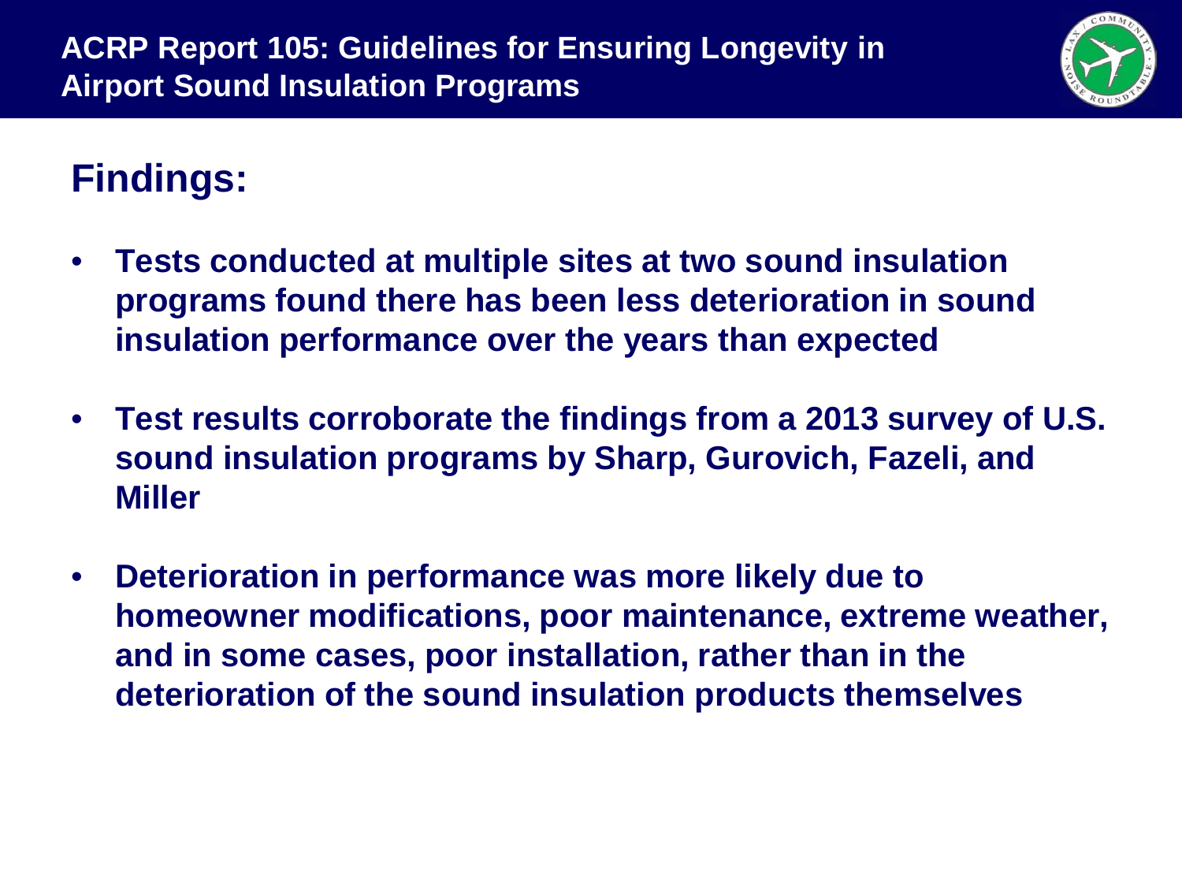# ACRP Report 105: Guidelines for Ensuring Longevity in Airport Sound Insulation Programs

## Findings:

- **Tests conducted at multiple sites at two sound insulation programs found there has been less deterioration in sound insulation performance over the years than expected**
- **Test results corroborate the findings from a 2013 survey of U.S. sound insulation programs by Sharp, Gurovich, Fazeli, and Miller**
- **Deterioration in performance was more likely due to homeowner modifications, poor maintenance, extreme weather, and in some cases, poor installation, rather than in the deterioration of the sound insulation products themselves**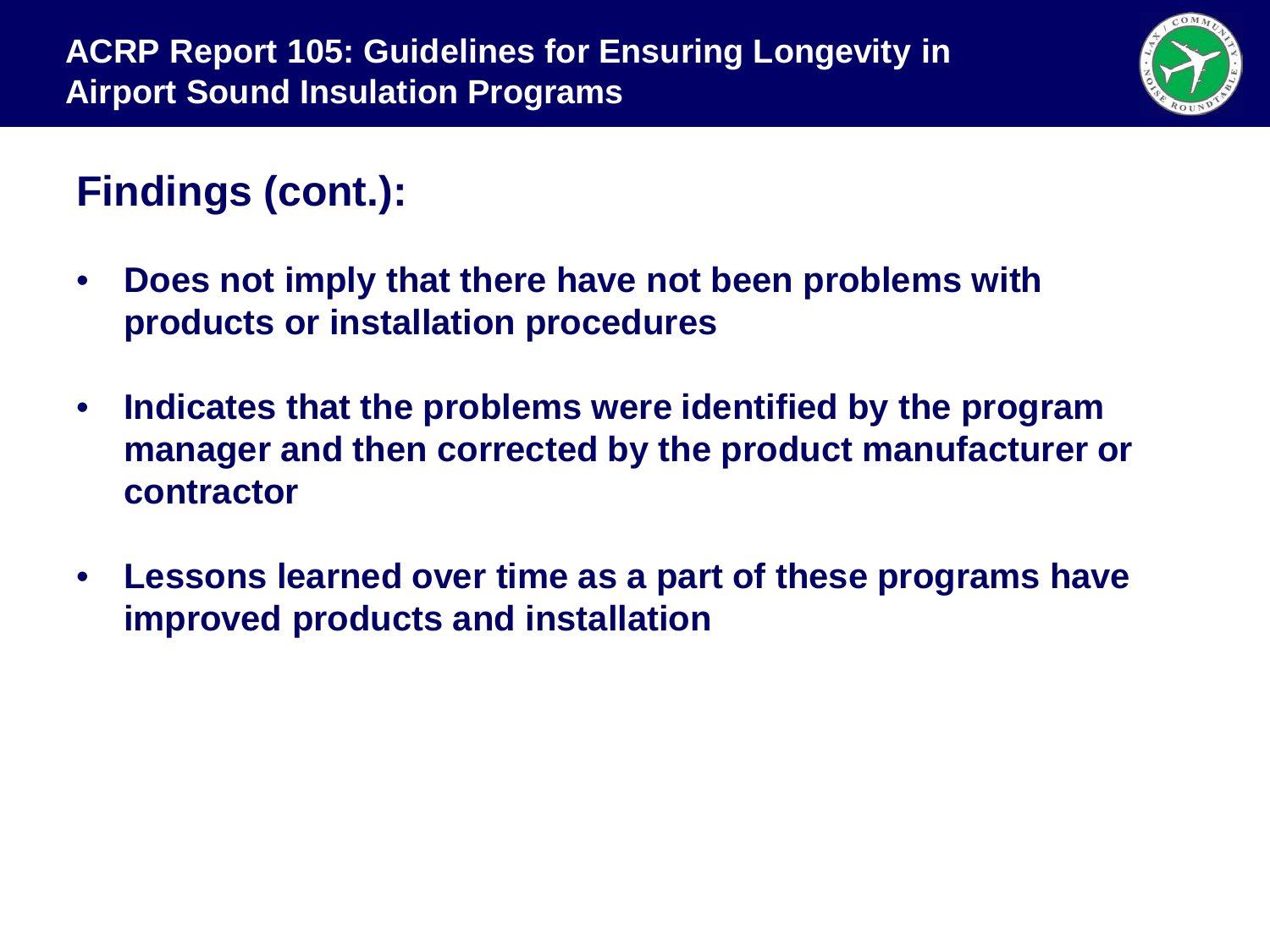# ACRP Report 105: Guidelines for Ensuring Longevity in Airport Sound Insulation Programs

## Findings (cont.):

- **Does not imply that there have not been problems with products or installation procedures**
- **Indicates that the problems were identified by the program manager and then corrected by the product manufacturer or contractor**
- **Lessons learned over time as a part of these programs have improved products and installation**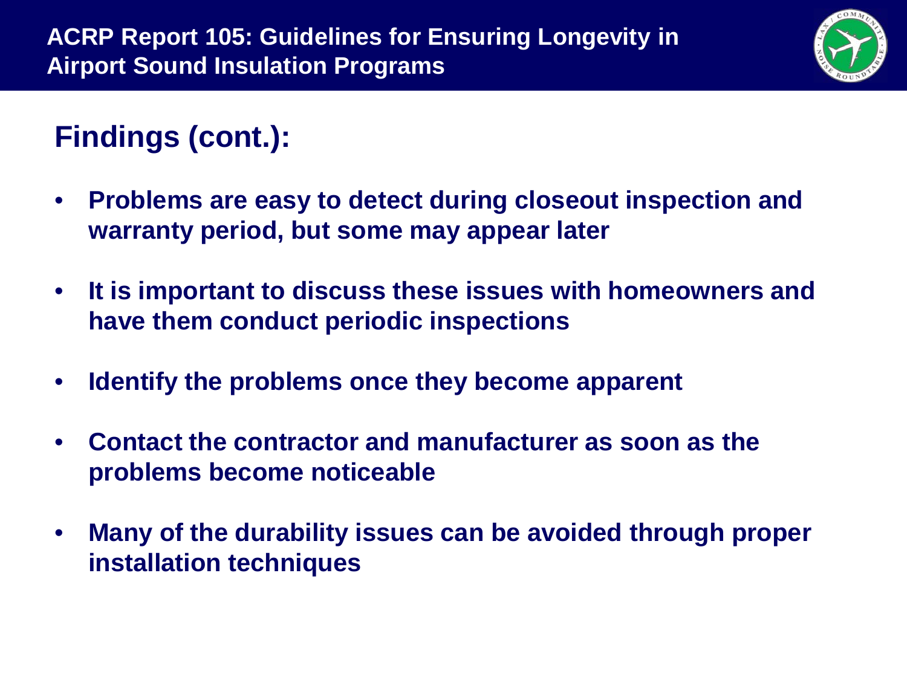# ACRP Report 105: Guidelines for Ensuring Longevity in Airport Sound Insulation Programs

## Findings (cont.):

- **Problems are easy to detect during closeout inspection and warranty period, but some may appear later**
- **It is important to discuss these issues with homeowners and have them conduct periodic inspections**
- **Identify the problems once they become apparent**
- **Contact the contractor and manufacturer as soon as the problems become noticeable**
- **Many of the durability issues can be avoided through proper installation techniques**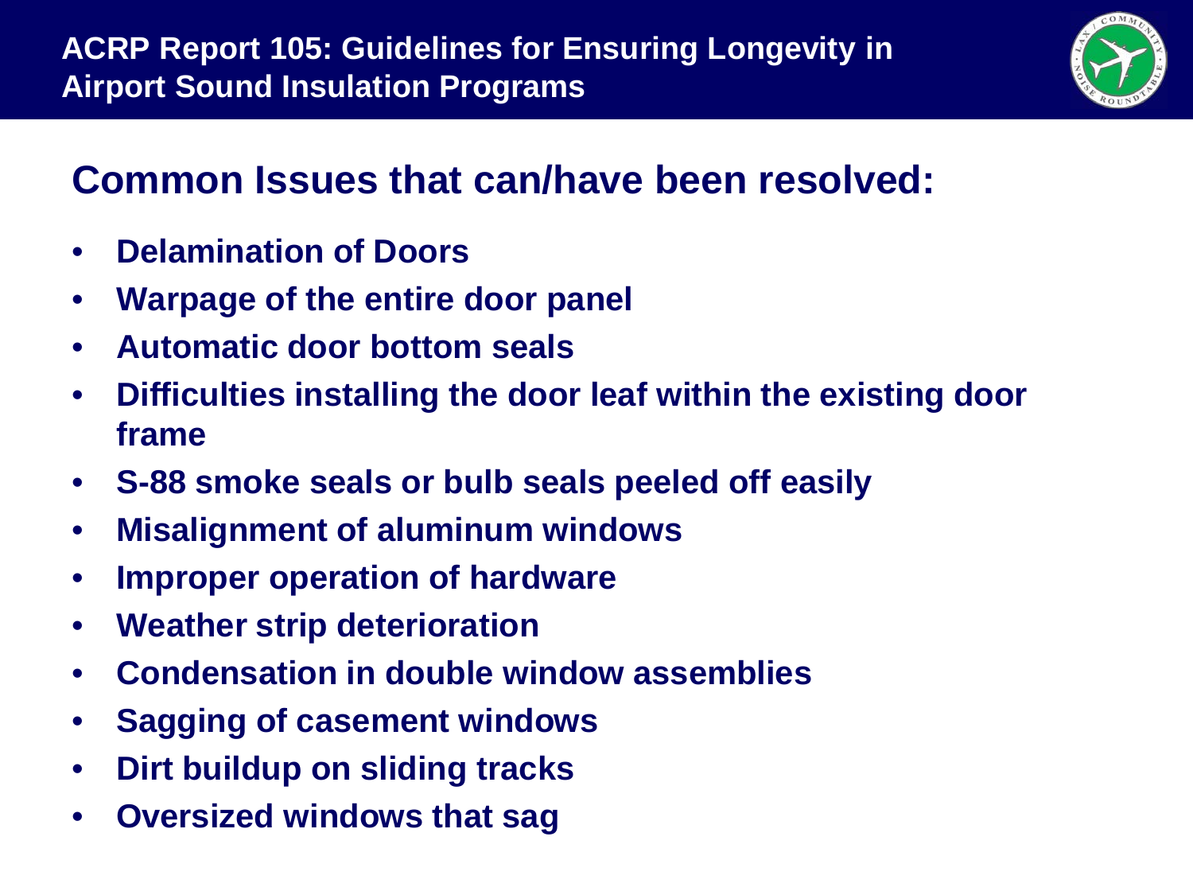# ACRP Report 105: Guidelines for Ensuring Longevity in Airport Sound Insulation Programs

## Common Issues that can/have been resolved:

- **Delamination of Doors**
- **Warpage of the entire door panel**
- **Automatic door bottom seals**
- **Difficulties installing the door leaf within the existing door frame**
- **S-88 smoke seals or bulb seals peeled off easily**
- **Misalignment of aluminum windows**
- **Improper operation of hardware**
- **Weather strip deterioration**
- **Condensation in double window assemblies**
- **Sagging of casement windows**
- **Dirt buildup on sliding tracks**
- **Oversized windows that sag**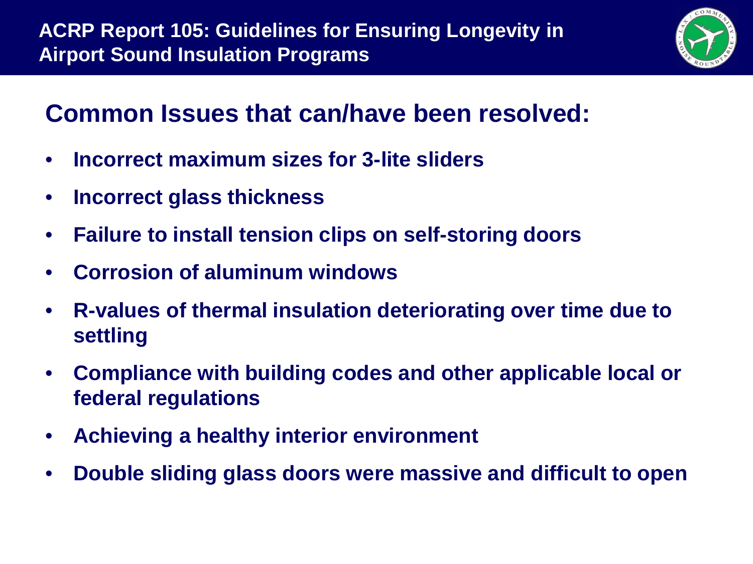# ACRP Report 105: Guidelines for Ensuring Longevity in Airport Sound Insulation Programs

## Common Issues that can/have been resolved:

- **Incorrect maximum sizes for 3-lite sliders**
- **Incorrect glass thickness**
- **Failure to install tension clips on self-storing doors**
- **Corrosion of aluminum windows**
- **R-values of thermal insulation deteriorating over time due to settling**
- **Compliance with building codes and other applicable local or federal regulations**
- **Achieving a healthy interior environment**
- **Double sliding glass doors were massive and difficult to open**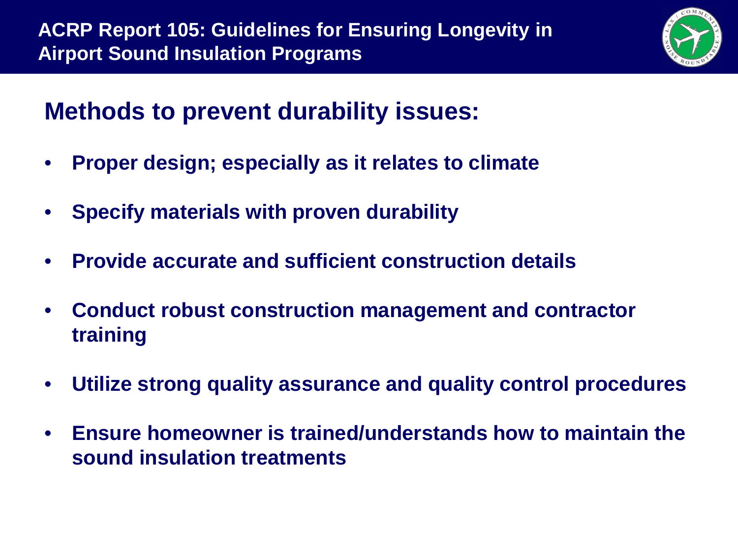# ACRP Report 105: Guidelines for Ensuring Longevity in Airport Sound Insulation Programs

## Methods to prevent durability issues:

- Proper design; especially as it relates to climate
- Specify materials with proven durability
- Provide accurate and sufficient construction details
- Conduct robust construction management and contractor training
- Utilize strong quality assurance and quality control procedures
- Ensure homeowner is trained/understands how to maintain the sound insulation treatments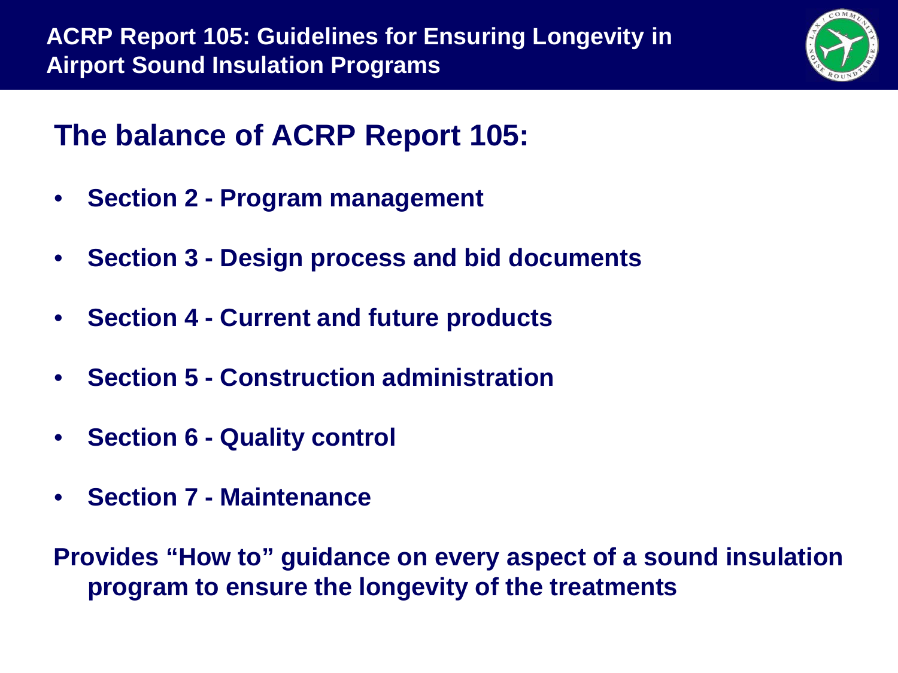# ACRP Report 105: Guidelines for Ensuring Longevity in Airport Sound Insulation Programs

## The balance of ACRP Report 105:

- **Section 2 - Program management**
- **Section 3 - Design process and bid documents**
- **Section 4 - Current and future products**
- **Section 5 - Construction administration**
- **Section 6 - Quality control**
- **Section 7 - Maintenance**

**Provides "How to" guidance on every aspect of a sound insulation program to ensure the longevity of the treatments**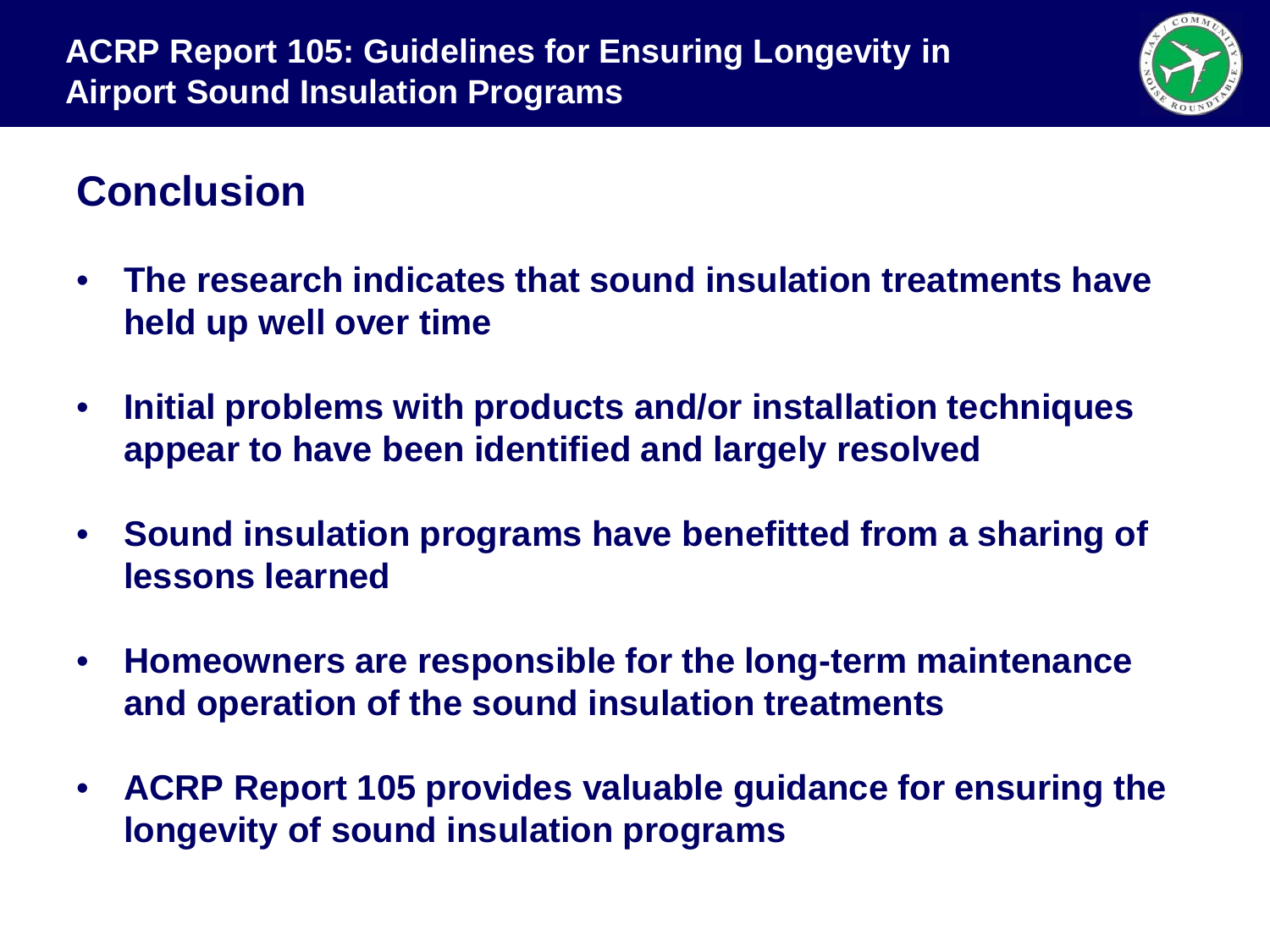# ACRP Report 105: Guidelines for Ensuring Longevity in Airport Sound Insulation Programs

## Conclusion

- **The research indicates that sound insulation treatments have held up well over time**
- **Initial problems with products and/or installation techniques appear to have been identified and largely resolved**
- **Sound insulation programs have benefitted from a sharing of lessons learned**
- **Homeowners are responsible for the long-term maintenance and operation of the sound insulation treatments**
- **ACRP Report 105 provides valuable guidance for ensuring the longevity of sound insulation programs**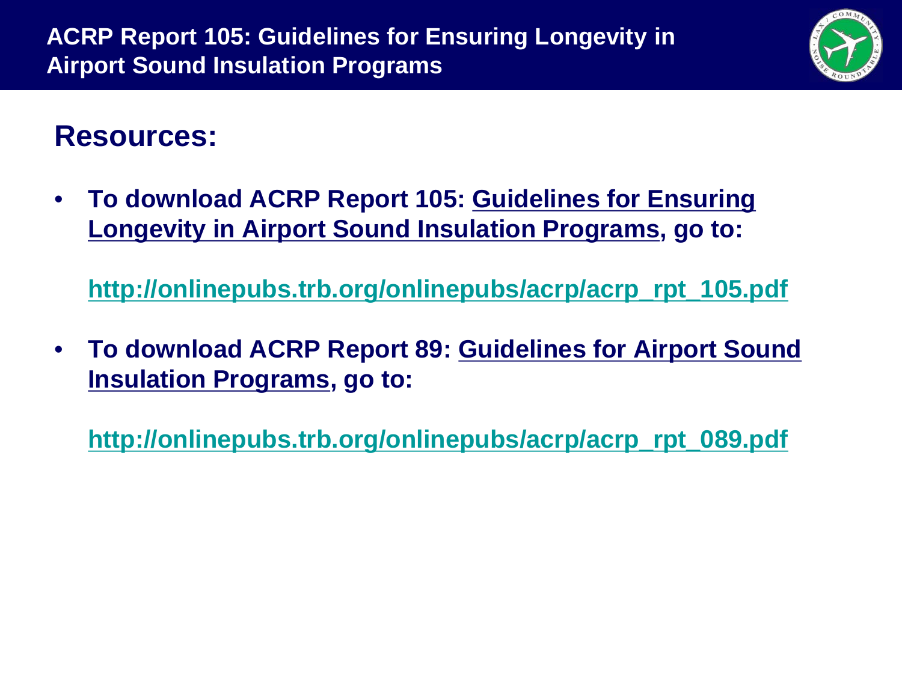# ACRP Report 105: Guidelines for Ensuring Longevity in Airport Sound Insulation Programs

## Resources:

- **To download ACRP Report 105: Guidelines for Ensuring Longevity in Airport Sound Insulation Programs, go to:**

  **http://onlinepubs.trb.org/onlinepubs/acrp/acrp_rpt_105.pdf**

- **To download ACRP Report 89: Guidelines for Airport Sound Insulation Programs, go to:**

  **http://onlinepubs.trb.org/onlinepubs/acrp/acrp_rpt_089.pdf**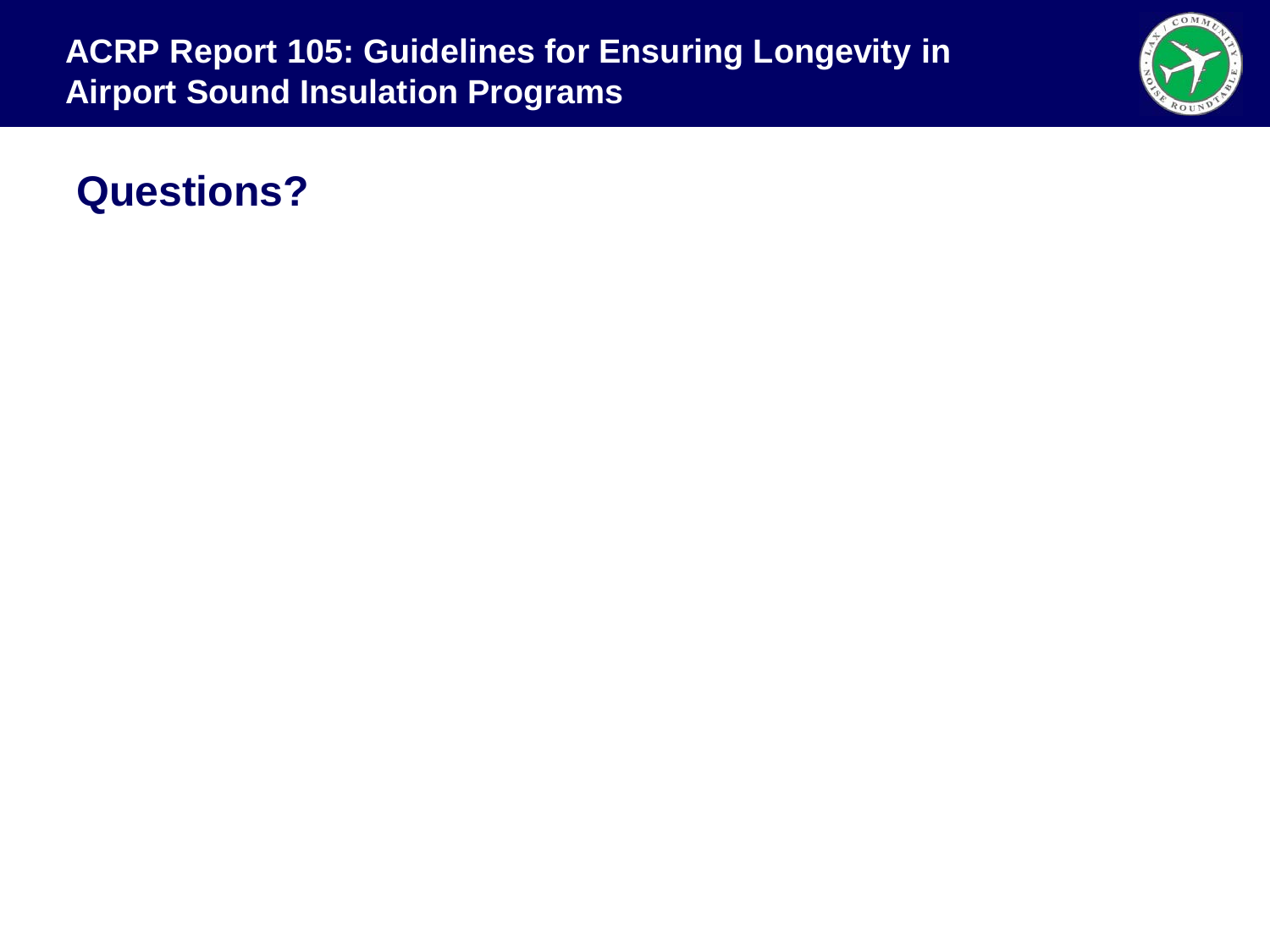# ACRP Report 105: Guidelines for Ensuring Longevity in Airport Sound Insulation Programs

## Questions?